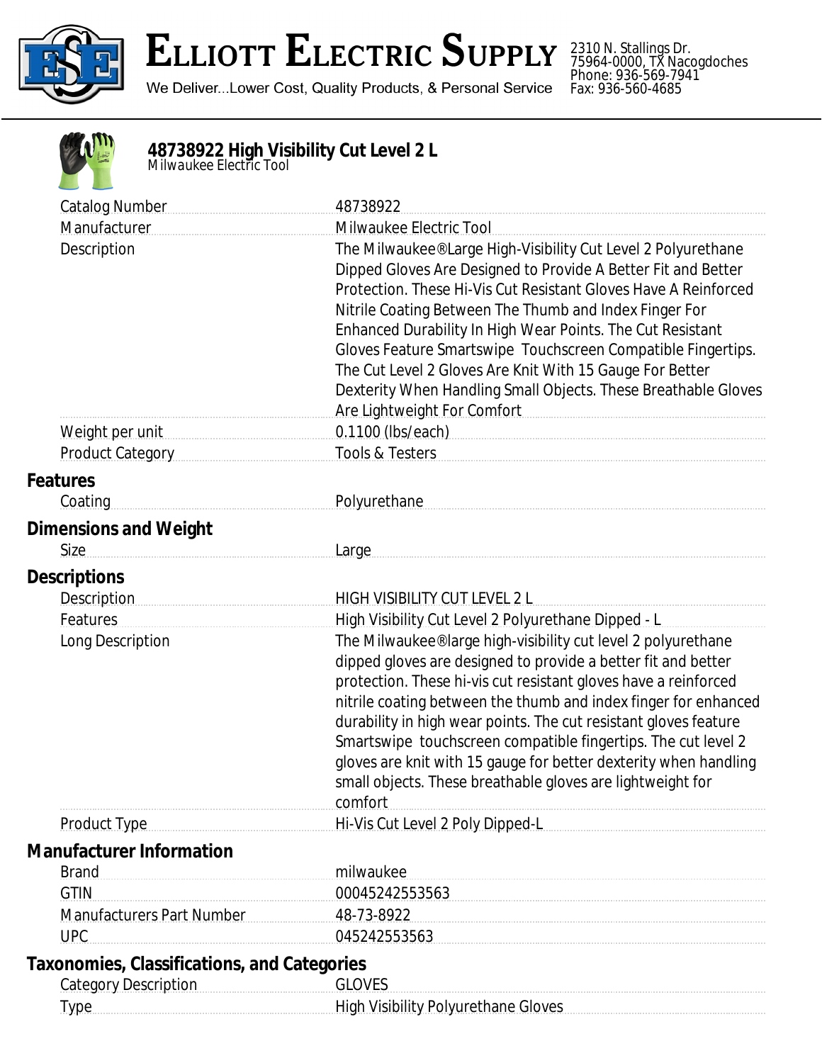# Elliott Electric Supply

We Deliver...Lower Cost, Quality Products, & Personal Service

2310 N. Stallings Dr.
75964-0000, TX Nacogdoches
Phone: 936-569-7941
Fax: 936-560-4685

## 48738922 High Visibility Cut Level 2 L

*Milwaukee Electric Tool*

| | |
|---|---|
| Catalog Number | 48738922 |
| Manufacturer | Milwaukee Electric Tool |
| Description | The Milwaukee®Large High-Visibility Cut Level 2 Polyurethane Dipped Gloves Are Designed to Provide A Better Fit and Better Protection. These Hi-Vis Cut Resistant Gloves Have A Reinforced Nitrile Coating Between The Thumb and Index Finger For Enhanced Durability In High Wear Points. The Cut Resistant Gloves Feature Smartswipe Touchscreen Compatible Fingertips. The Cut Level 2 Gloves Are Knit With 15 Gauge For Better Dexterity When Handling Small Objects. These Breathable Gloves Are Lightweight For Comfort |
| Weight per unit | 0.1100 (lbs/each) |
| Product Category | Tools & Testers |

### Features

| | |
|---|---|
| Coating | Polyurethane |

### Dimensions and Weight

| | |
|---|---|
| Size | Large |

### Descriptions

| | |
|---|---|
| Description | HIGH VISIBILITY CUT LEVEL 2 L |
| Features | High Visibility Cut Level 2 Polyurethane Dipped - L |
| Long Description | The Milwaukee®large high-visibility cut level 2 polyurethane dipped gloves are designed to provide a better fit and better protection. These hi-vis cut resistant gloves have a reinforced nitrile coating between the thumb and index finger for enhanced durability in high wear points. The cut resistant gloves feature Smartswipe touchscreen compatible fingertips. The cut level 2 gloves are knit with 15 gauge for better dexterity when handling small objects. These breathable gloves are lightweight for comfort |
| Product Type | Hi-Vis Cut Level 2 Poly Dipped-L |

### Manufacturer Information

| | |
|---|---|
| Brand | milwaukee |
| GTIN | 00045242553563 |
| Manufacturers Part Number | 48-73-8922 |
| UPC | 045242553563 |

### Taxonomies, Classifications, and Categories

| | |
|---|---|
| Category Description | GLOVES |
| Type | High Visibility Polyurethane Gloves |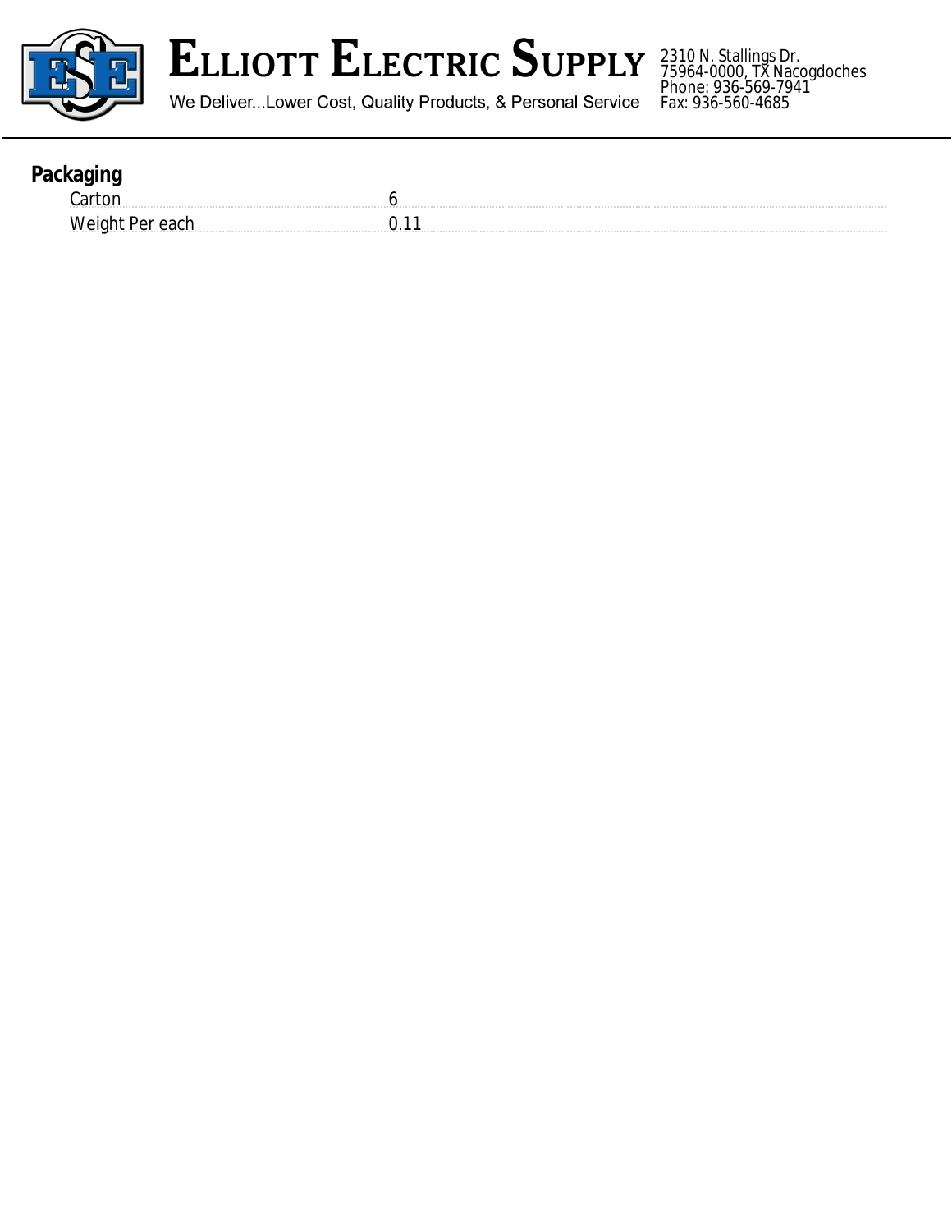## Packaging

| | |
|---|---|
| Carton | 6 |
| Weight Per each | 0.11 |